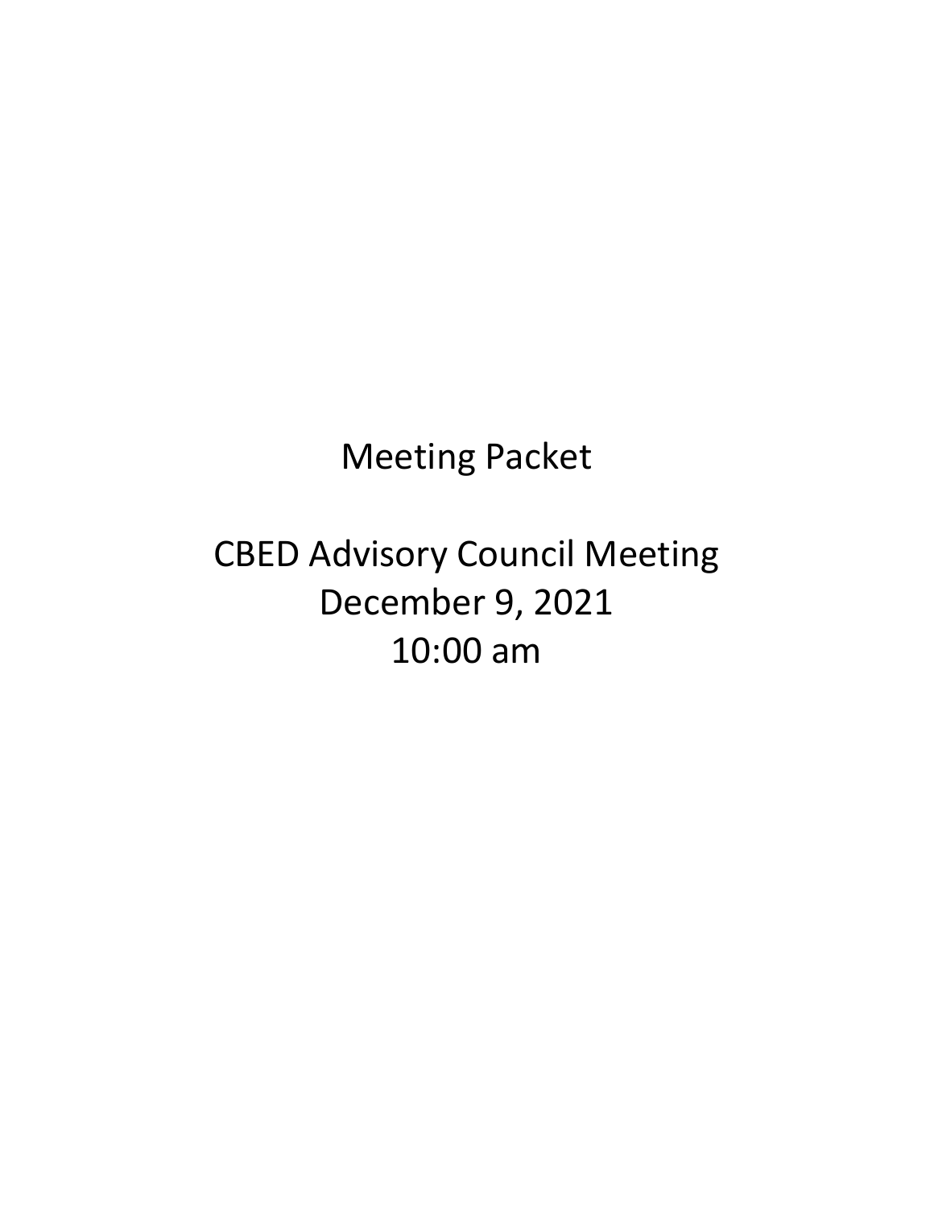# Meeting Packet

## CBED Advisory Council Meeting
## December 9, 2021
## 10:00 am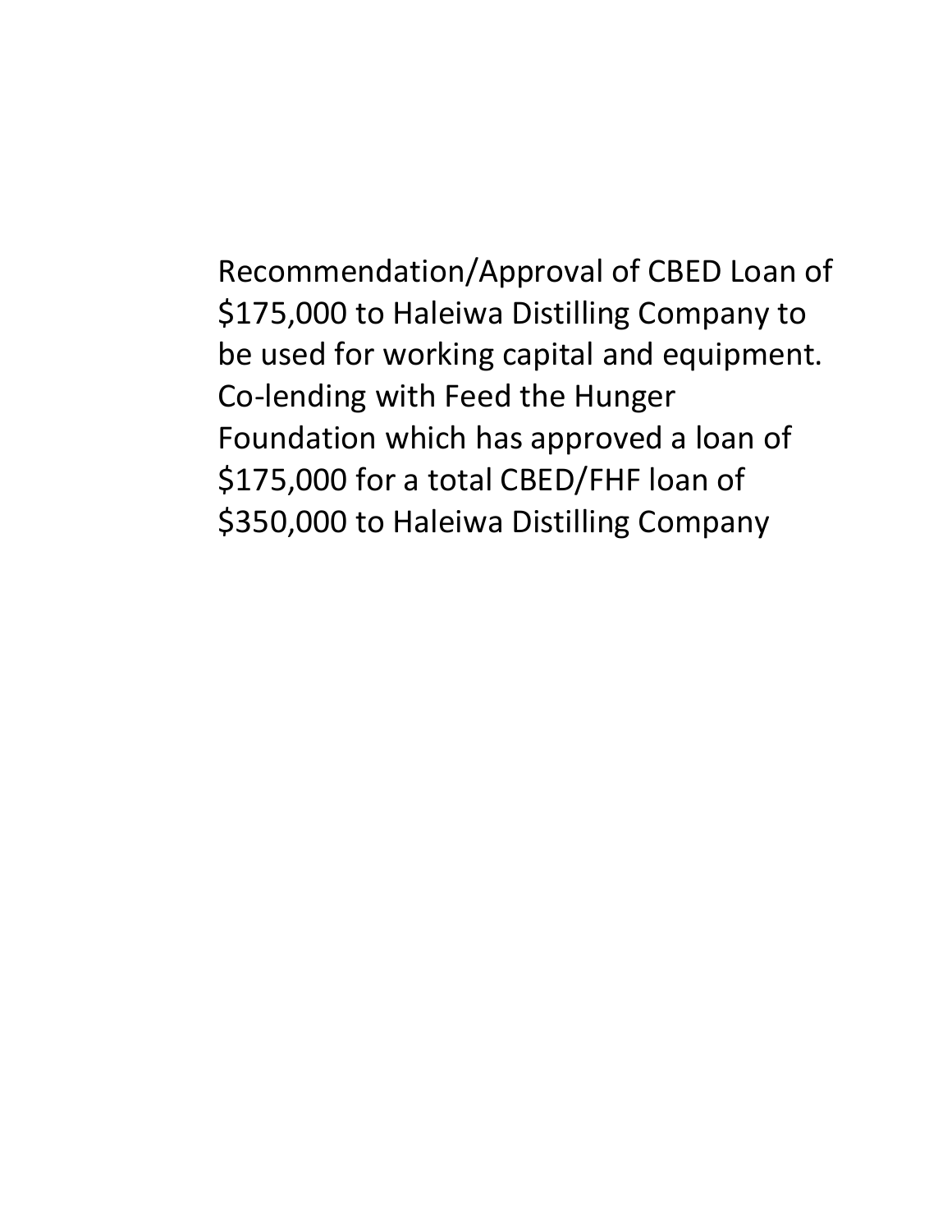Recommendation/Approval of CBED Loan of $175,000 to Haleiwa Distilling Company to be used for working capital and equipment. Co-lending with Feed the Hunger Foundation which has approved a loan of $175,000 for a total CBED/FHF loan of $350,000 to Haleiwa Distilling Company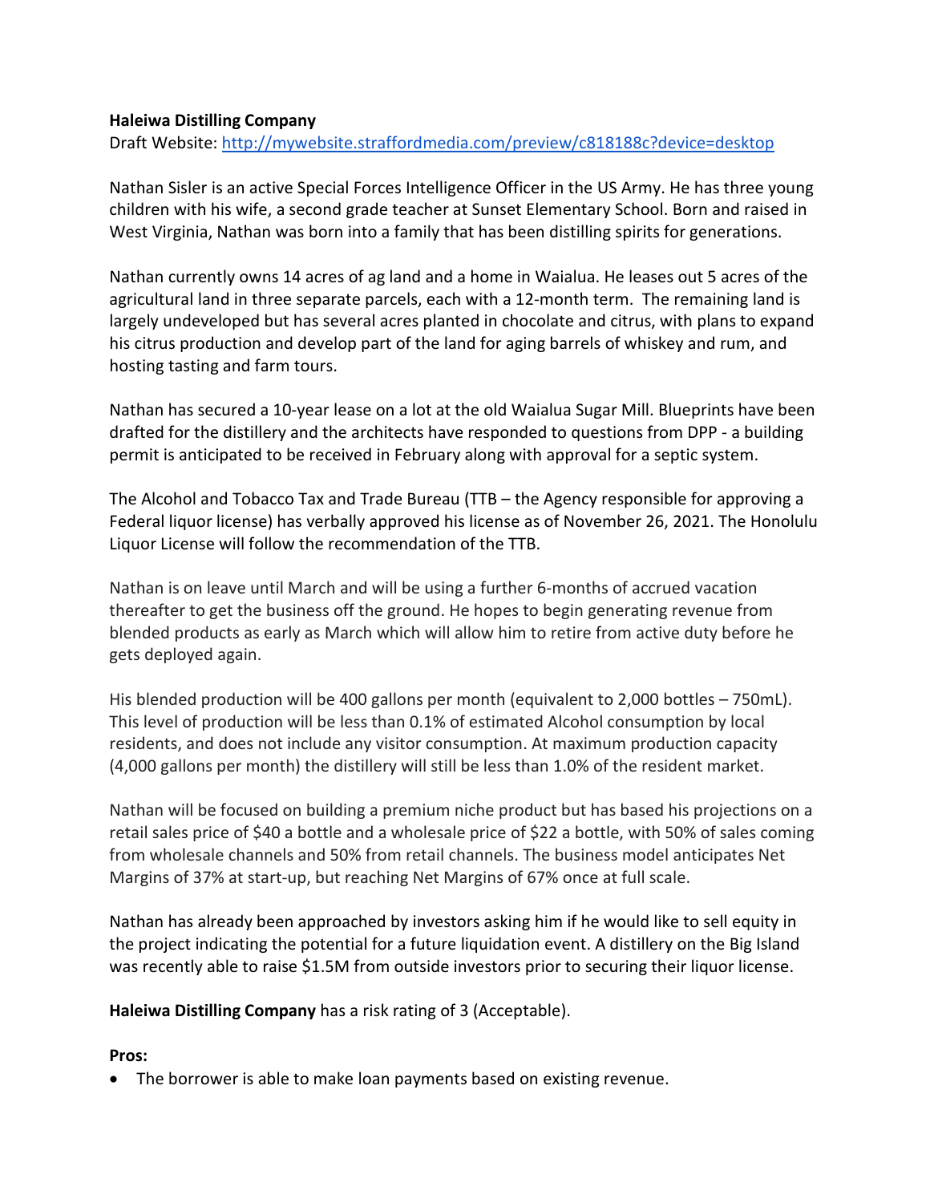**Haleiwa Distilling Company**
Draft Website: [http://mywebsite.straffordmedia.com/preview/c818188c?device=desktop](http://mywebsite.straffordmedia.com/preview/c818188c?device=desktop)

Nathan Sisler is an active Special Forces Intelligence Officer in the US Army. He has three young children with his wife, a second grade teacher at Sunset Elementary School. Born and raised in West Virginia, Nathan was born into a family that has been distilling spirits for generations.

Nathan currently owns 14 acres of ag land and a home in Waialua. He leases out 5 acres of the agricultural land in three separate parcels, each with a 12-month term. The remaining land is largely undeveloped but has several acres planted in chocolate and citrus, with plans to expand his citrus production and develop part of the land for aging barrels of whiskey and rum, and hosting tasting and farm tours.

Nathan has secured a 10-year lease on a lot at the old Waialua Sugar Mill. Blueprints have been drafted for the distillery and the architects have responded to questions from DPP - a building permit is anticipated to be received in February along with approval for a septic system.

The Alcohol and Tobacco Tax and Trade Bureau (TTB – the Agency responsible for approving a Federal liquor license) has verbally approved his license as of November 26, 2021. The Honolulu Liquor License will follow the recommendation of the TTB.

Nathan is on leave until March and will be using a further 6-months of accrued vacation thereafter to get the business off the ground. He hopes to begin generating revenue from blended products as early as March which will allow him to retire from active duty before he gets deployed again.

His blended production will be 400 gallons per month (equivalent to 2,000 bottles – 750mL). This level of production will be less than 0.1% of estimated Alcohol consumption by local residents, and does not include any visitor consumption. At maximum production capacity (4,000 gallons per month) the distillery will still be less than 1.0% of the resident market.

Nathan will be focused on building a premium niche product but has based his projections on a retail sales price of $40 a bottle and a wholesale price of $22 a bottle, with 50% of sales coming from wholesale channels and 50% from retail channels. The business model anticipates Net Margins of 37% at start-up, but reaching Net Margins of 67% once at full scale.

Nathan has already been approached by investors asking him if he would like to sell equity in the project indicating the potential for a future liquidation event. A distillery on the Big Island was recently able to raise $1.5M from outside investors prior to securing their liquor license.

**Haleiwa Distilling Company** has a risk rating of 3 (Acceptable).

**Pros:**

- The borrower is able to make loan payments based on existing revenue.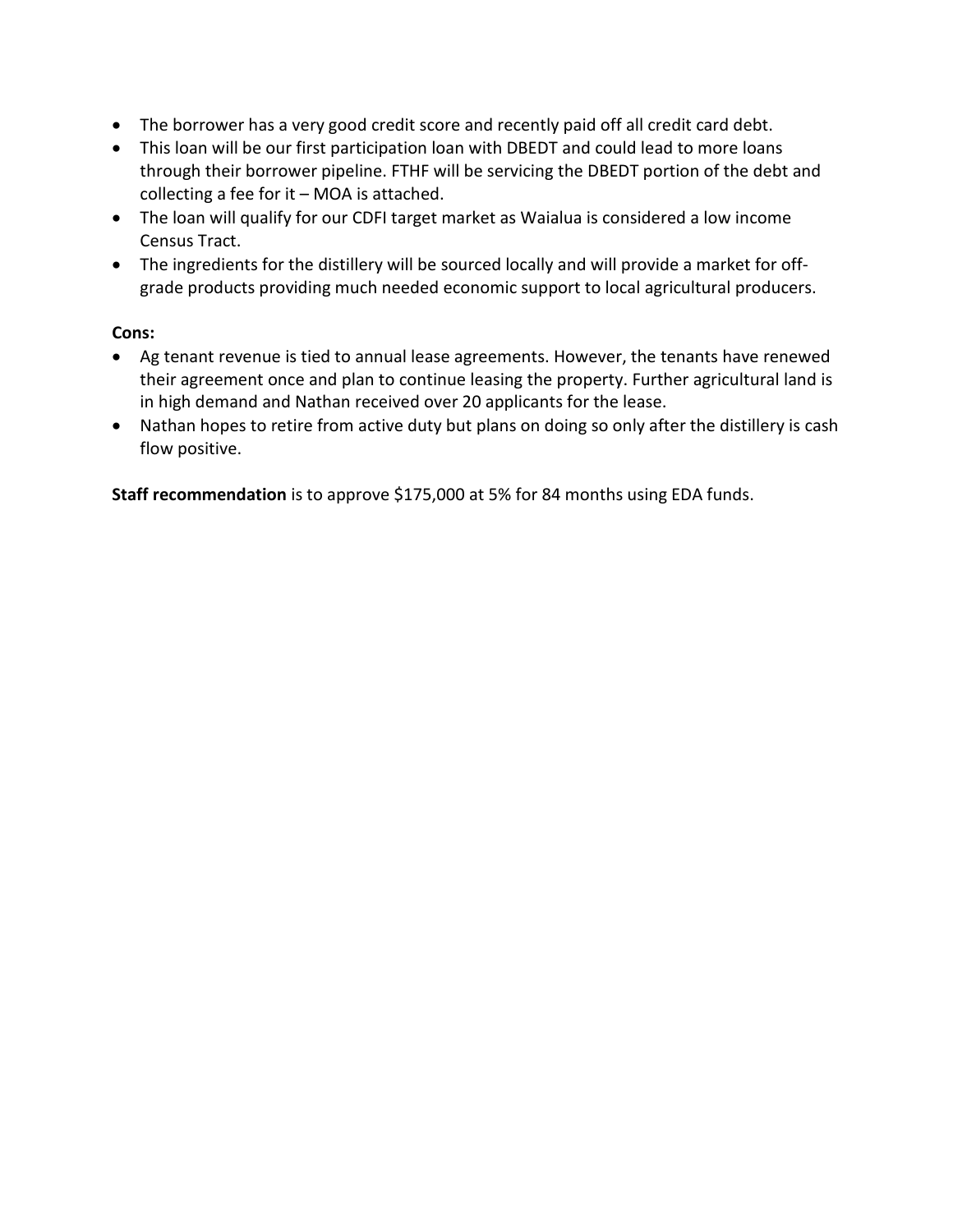- The borrower has a very good credit score and recently paid off all credit card debt.
- This loan will be our first participation loan with DBEDT and could lead to more loans through their borrower pipeline. FTHF will be servicing the DBEDT portion of the debt and collecting a fee for it – MOA is attached.
- The loan will qualify for our CDFI target market as Waialua is considered a low income Census Tract.
- The ingredients for the distillery will be sourced locally and will provide a market for off-grade products providing much needed economic support to local agricultural producers.

**Cons:**

- Ag tenant revenue is tied to annual lease agreements. However, the tenants have renewed their agreement once and plan to continue leasing the property. Further agricultural land is in high demand and Nathan received over 20 applicants for the lease.
- Nathan hopes to retire from active duty but plans on doing so only after the distillery is cash flow positive.

**Staff recommendation** is to approve $175,000 at 5% for 84 months using EDA funds.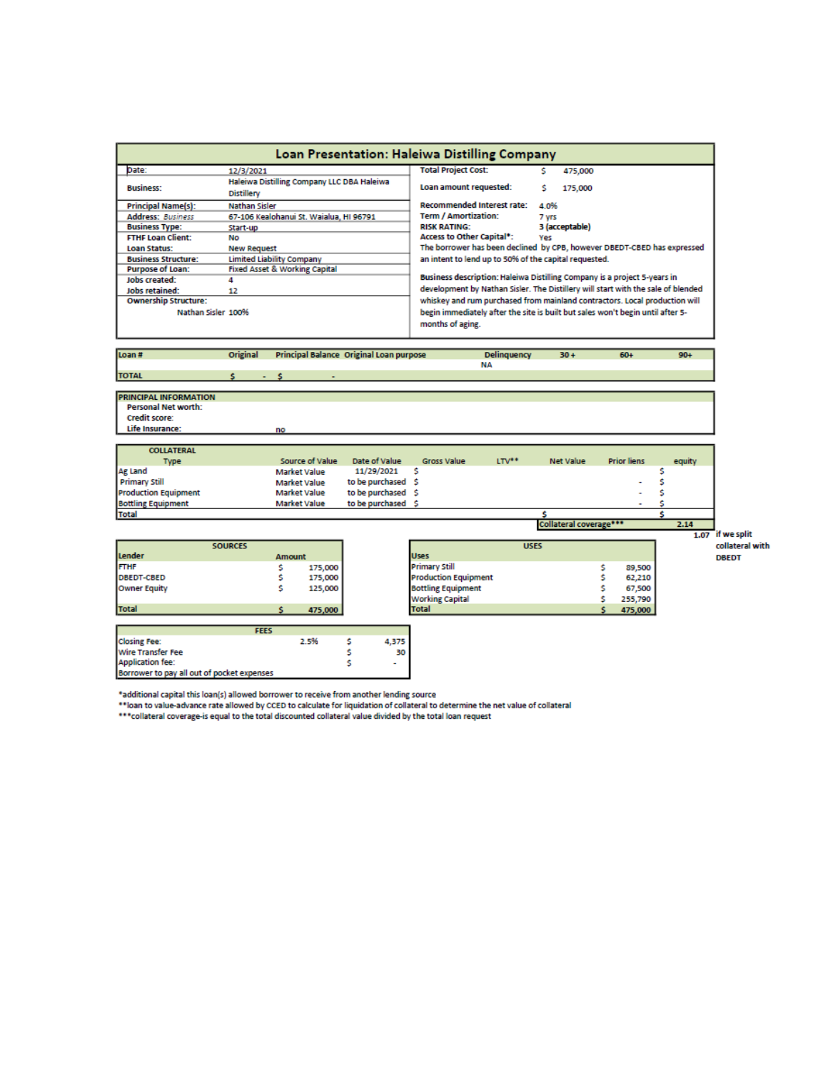# Loan Presentation: Haleiwa Distilling Company

| | | | |
|---|---|---|---|
| Date: | 12/3/2021 | Total Project Cost: | $ 475,000 |
| Business: | Haleiwa Distilling Company LLC DBA Haleiwa Distillery | Loan amount requested: | $ 175,000 |
| Principal Name(s): | Nathan Sisler | Recommended Interest rate: | 4.0% |
| Address: *Business* | 67-106 Kealohanui St. Waialua, HI 96791 | Term / Amortization: | 7 yrs |
| Business Type: | Start-up | RISK RATING: | 3 (acceptable) |
| FTHF Loan Client: | No | Access to Other Capital*: | Yes |
| Loan Status: | New Request | | |
| Business Structure: | Limited Liability Company | | |
| Purpose of Loan: | Fixed Asset & Working Capital | | |
| Jobs created: | 4 | | |
| Jobs retained: | 12 | | |
| Ownership Structure: | Nathan Sisler 100% | | |

The borrower has been declined by CPB, however DBEDT-CBED has expressed an intent to lend up to 50% of the capital requested.

**Business description:** Haleiwa Distilling Company is a project 5-years in development by Nathan Sisler. The Distillery will start with the sale of blended whiskey and rum purchased from mainland contractors. Local production will begin immediately after the site is built but sales won't begin until after 5-months of aging.

| Loan # | Original | Principal Balance | Original Loan purpose | Delinquency | 30 + | 60+ | 90+ |
|---|---|---|---|---|---|---|---|
| | | | | NA | | | |
| TOTAL | $ - | $ - | | | | | |

| PRINCIPAL INFORMATION | |
|---|---|
| Personal Net worth: | |
| Credit score: | |
| Life Insurance: | no |

| COLLATERAL Type | Source of Value | Date of Value | Gross Value | LTV** | Net Value | Prior liens | equity |
|---|---|---|---|---|---|---|---|
| Ag Land | Market Value | 11/29/2021 | $ | | | | $ |
| Primary Still | Market Value | to be purchased | $ | | | - | $ |
| Production Equipment | Market Value | to be purchased | $ | | | - | $ |
| Bottling Equipment | Market Value | to be purchased | $ | | | - | $ |
| Total | | | | | $ | | $ |
| | | | | | Collateral coverage*** | | 2.14 |
| | | | | | | | 1.07 if we split collateral with DBEDT |

| SOURCES | |
|---|---|
| **Lender** | **Amount** |
| FTHF | $ 175,000 |
| DBEDT-CBED | $ 175,000 |
| Owner Equity | $ 125,000 |
| Total | $ 475,000 |

| USES | |
|---|---|
| Primary Still | $ 89,500 |
| Production Equipment | $ 62,210 |
| Bottling Equipment | $ 67,500 |
| Working Capital | $ 255,790 |
| Total | $ 475,000 |

| FEES | | |
|---|---|---|
| Closing Fee: | 2.5% | $ 4,375 |
| Wire Transfer Fee | | $ 30 |
| Application fee: | | $ - |
| Borrower to pay all out of pocket expenses | | |

*additional capital this loan(s) allowed borrower to receive from another lending source
**loan to value-advance rate allowed by CCED to calculate for liquidation of collateral to determine the net value of collateral
***collateral coverage-is equal to the total discounted collateral value divided by the total loan request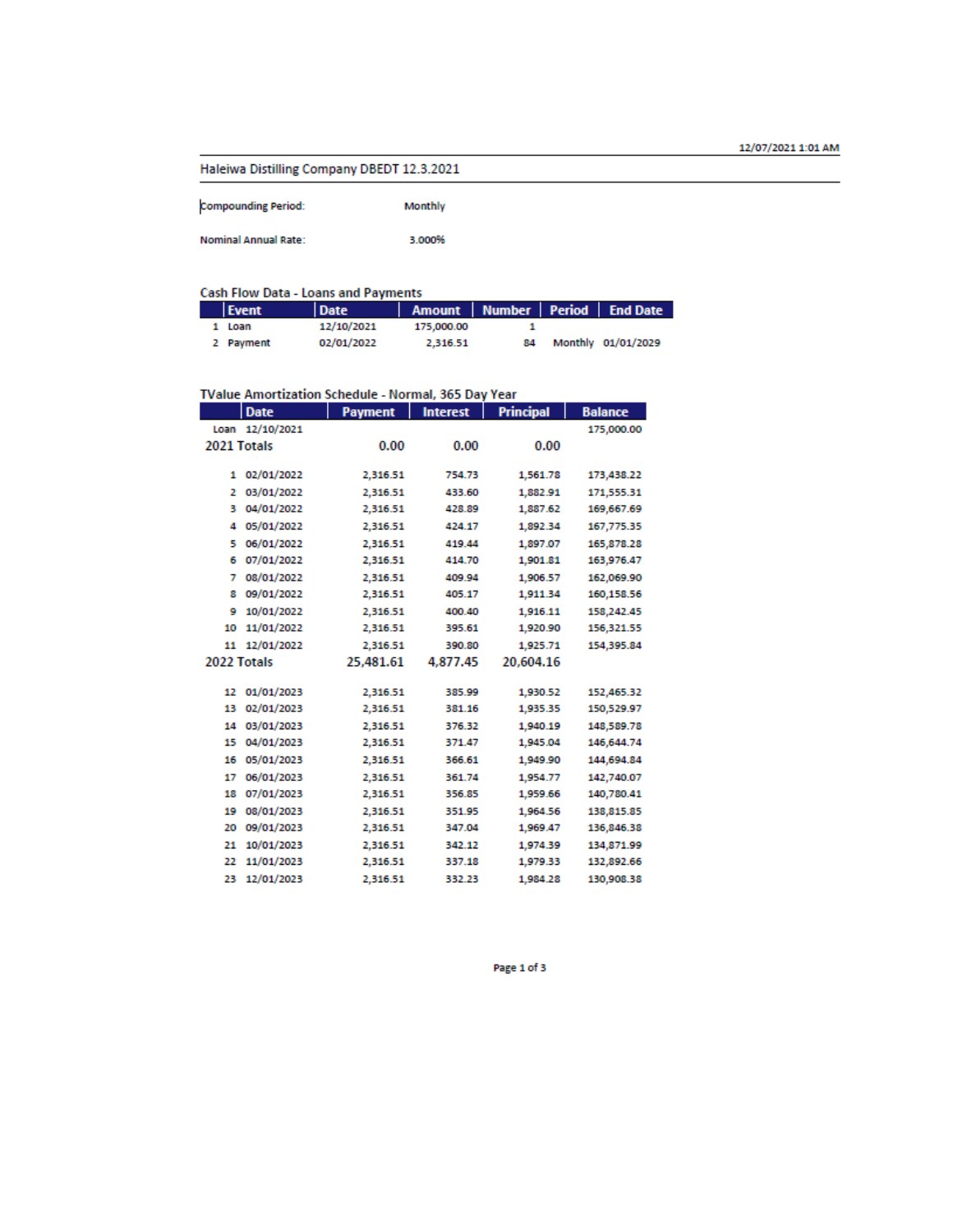12/07/2021 1:01 AM

## Haleiwa Distilling Company DBEDT 12.3.2021

Compounding Period: Monthly

Nominal Annual Rate: 3.000%

### Cash Flow Data - Loans and Payments

| | Event | Date | Amount | Number | Period | End Date |
|---|---|---|---|---|---|---|
| 1 | Loan | 12/10/2021 | 175,000.00 | 1 | | |
| 2 | Payment | 02/01/2022 | 2,316.51 | 84 | Monthly | 01/01/2029 |

### TValue Amortization Schedule - Normal, 365 Day Year

| | Date | Payment | Interest | Principal | Balance |
|---|---|---|---|---|---|
| Loan | 12/10/2021 | | | | 175,000.00 |
| 2021 Totals | | 0.00 | 0.00 | 0.00 | |
| 1 | 02/01/2022 | 2,316.51 | 754.73 | 1,561.78 | 173,438.22 |
| 2 | 03/01/2022 | 2,316.51 | 433.60 | 1,882.91 | 171,555.31 |
| 3 | 04/01/2022 | 2,316.51 | 428.89 | 1,887.62 | 169,667.69 |
| 4 | 05/01/2022 | 2,316.51 | 424.17 | 1,892.34 | 167,775.35 |
| 5 | 06/01/2022 | 2,316.51 | 419.44 | 1,897.07 | 165,878.28 |
| 6 | 07/01/2022 | 2,316.51 | 414.70 | 1,901.81 | 163,976.47 |
| 7 | 08/01/2022 | 2,316.51 | 409.94 | 1,906.57 | 162,069.90 |
| 8 | 09/01/2022 | 2,316.51 | 405.17 | 1,911.34 | 160,158.56 |
| 9 | 10/01/2022 | 2,316.51 | 400.40 | 1,916.11 | 158,242.45 |
| 10 | 11/01/2022 | 2,316.51 | 395.61 | 1,920.90 | 156,321.55 |
| 11 | 12/01/2022 | 2,316.51 | 390.80 | 1,925.71 | 154,395.84 |
| 2022 Totals | | 25,481.61 | 4,877.45 | 20,604.16 | |
| 12 | 01/01/2023 | 2,316.51 | 385.99 | 1,930.52 | 152,465.32 |
| 13 | 02/01/2023 | 2,316.51 | 381.16 | 1,935.35 | 150,529.97 |
| 14 | 03/01/2023 | 2,316.51 | 376.32 | 1,940.19 | 148,589.78 |
| 15 | 04/01/2023 | 2,316.51 | 371.47 | 1,945.04 | 146,644.74 |
| 16 | 05/01/2023 | 2,316.51 | 366.61 | 1,949.90 | 144,694.84 |
| 17 | 06/01/2023 | 2,316.51 | 361.74 | 1,954.77 | 142,740.07 |
| 18 | 07/01/2023 | 2,316.51 | 356.85 | 1,959.66 | 140,780.41 |
| 19 | 08/01/2023 | 2,316.51 | 351.95 | 1,964.56 | 138,815.85 |
| 20 | 09/01/2023 | 2,316.51 | 347.04 | 1,969.47 | 136,846.38 |
| 21 | 10/01/2023 | 2,316.51 | 342.12 | 1,974.39 | 134,871.99 |
| 22 | 11/01/2023 | 2,316.51 | 337.18 | 1,979.33 | 132,892.66 |
| 23 | 12/01/2023 | 2,316.51 | 332.23 | 1,984.28 | 130,908.38 |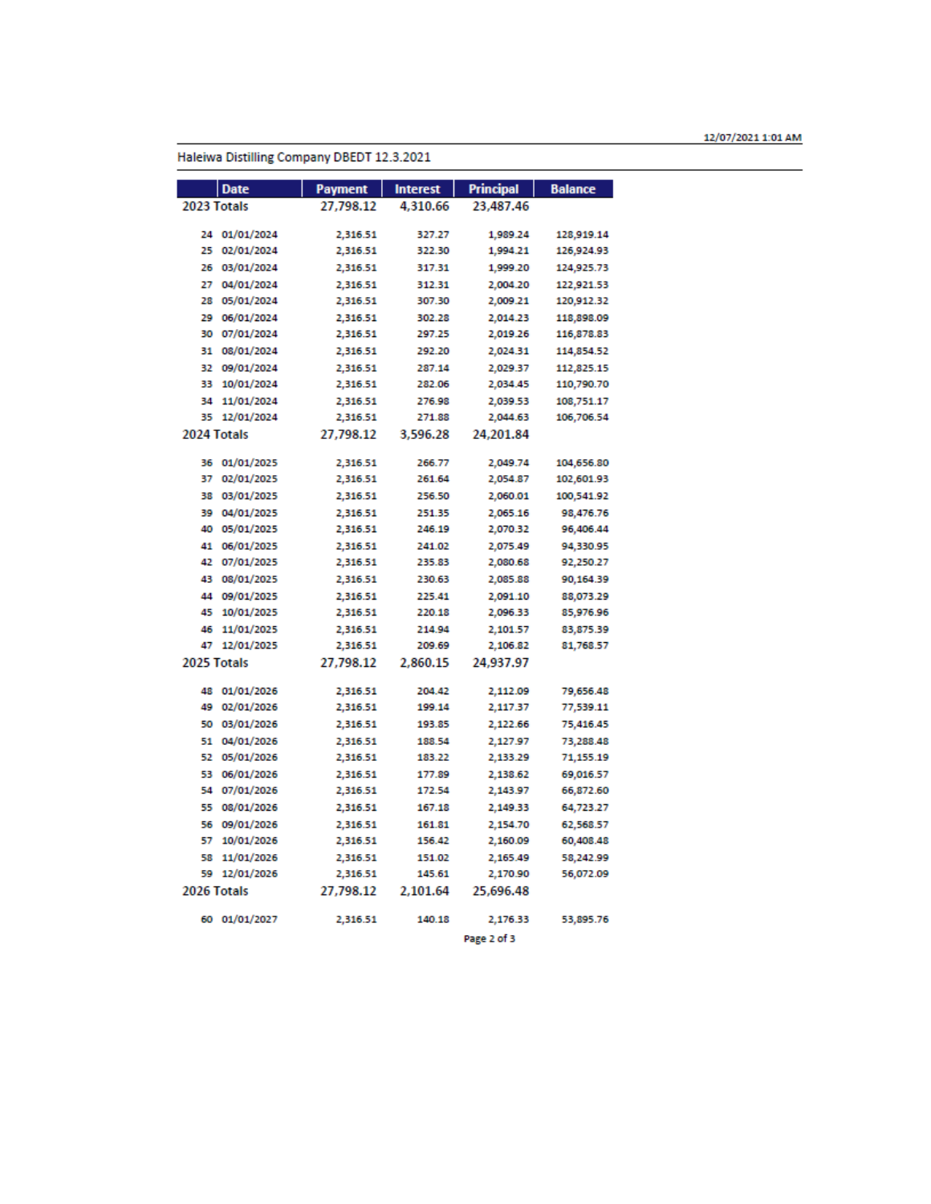12/07/2021 1:01 AM

Haleiwa Distilling Company DBEDT 12.3.2021

| | Date | Payment | Interest | Principal | Balance |
|---|---|---|---|---|---|
| 2023 Totals | | 27,798.12 | 4,310.66 | 23,487.46 | |
| 24 | 01/01/2024 | 2,316.51 | 327.27 | 1,989.24 | 128,919.14 |
| 25 | 02/01/2024 | 2,316.51 | 322.30 | 1,994.21 | 126,924.93 |
| 26 | 03/01/2024 | 2,316.51 | 317.31 | 1,999.20 | 124,925.73 |
| 27 | 04/01/2024 | 2,316.51 | 312.31 | 2,004.20 | 122,921.53 |
| 28 | 05/01/2024 | 2,316.51 | 307.30 | 2,009.21 | 120,912.32 |
| 29 | 06/01/2024 | 2,316.51 | 302.28 | 2,014.23 | 118,898.09 |
| 30 | 07/01/2024 | 2,316.51 | 297.25 | 2,019.26 | 116,878.83 |
| 31 | 08/01/2024 | 2,316.51 | 292.20 | 2,024.31 | 114,854.52 |
| 32 | 09/01/2024 | 2,316.51 | 287.14 | 2,029.37 | 112,825.15 |
| 33 | 10/01/2024 | 2,316.51 | 282.06 | 2,034.45 | 110,790.70 |
| 34 | 11/01/2024 | 2,316.51 | 276.98 | 2,039.53 | 108,751.17 |
| 35 | 12/01/2024 | 2,316.51 | 271.88 | 2,044.63 | 106,706.54 |
| 2024 Totals | | 27,798.12 | 3,596.28 | 24,201.84 | |
| 36 | 01/01/2025 | 2,316.51 | 266.77 | 2,049.74 | 104,656.80 |
| 37 | 02/01/2025 | 2,316.51 | 261.64 | 2,054.87 | 102,601.93 |
| 38 | 03/01/2025 | 2,316.51 | 256.50 | 2,060.01 | 100,541.92 |
| 39 | 04/01/2025 | 2,316.51 | 251.35 | 2,065.16 | 98,476.76 |
| 40 | 05/01/2025 | 2,316.51 | 246.19 | 2,070.32 | 96,406.44 |
| 41 | 06/01/2025 | 2,316.51 | 241.02 | 2,075.49 | 94,330.95 |
| 42 | 07/01/2025 | 2,316.51 | 235.83 | 2,080.68 | 92,250.27 |
| 43 | 08/01/2025 | 2,316.51 | 230.63 | 2,085.88 | 90,164.39 |
| 44 | 09/01/2025 | 2,316.51 | 225.41 | 2,091.10 | 88,073.29 |
| 45 | 10/01/2025 | 2,316.51 | 220.18 | 2,096.33 | 85,976.96 |
| 46 | 11/01/2025 | 2,316.51 | 214.94 | 2,101.57 | 83,875.39 |
| 47 | 12/01/2025 | 2,316.51 | 209.69 | 2,106.82 | 81,768.57 |
| 2025 Totals | | 27,798.12 | 2,860.15 | 24,937.97 | |
| 48 | 01/01/2026 | 2,316.51 | 204.42 | 2,112.09 | 79,656.48 |
| 49 | 02/01/2026 | 2,316.51 | 199.14 | 2,117.37 | 77,539.11 |
| 50 | 03/01/2026 | 2,316.51 | 193.85 | 2,122.66 | 75,416.45 |
| 51 | 04/01/2026 | 2,316.51 | 188.54 | 2,127.97 | 73,288.48 |
| 52 | 05/01/2026 | 2,316.51 | 183.22 | 2,133.29 | 71,155.19 |
| 53 | 06/01/2026 | 2,316.51 | 177.89 | 2,138.62 | 69,016.57 |
| 54 | 07/01/2026 | 2,316.51 | 172.54 | 2,143.97 | 66,872.60 |
| 55 | 08/01/2026 | 2,316.51 | 167.18 | 2,149.33 | 64,723.27 |
| 56 | 09/01/2026 | 2,316.51 | 161.81 | 2,154.70 | 62,568.57 |
| 57 | 10/01/2026 | 2,316.51 | 156.42 | 2,160.09 | 60,408.48 |
| 58 | 11/01/2026 | 2,316.51 | 151.02 | 2,165.49 | 58,242.99 |
| 59 | 12/01/2026 | 2,316.51 | 145.61 | 2,170.90 | 56,072.09 |
| 2026 Totals | | 27,798.12 | 2,101.64 | 25,696.48 | |
| 60 | 01/01/2027 | 2,316.51 | 140.18 | 2,176.33 | 53,895.76 |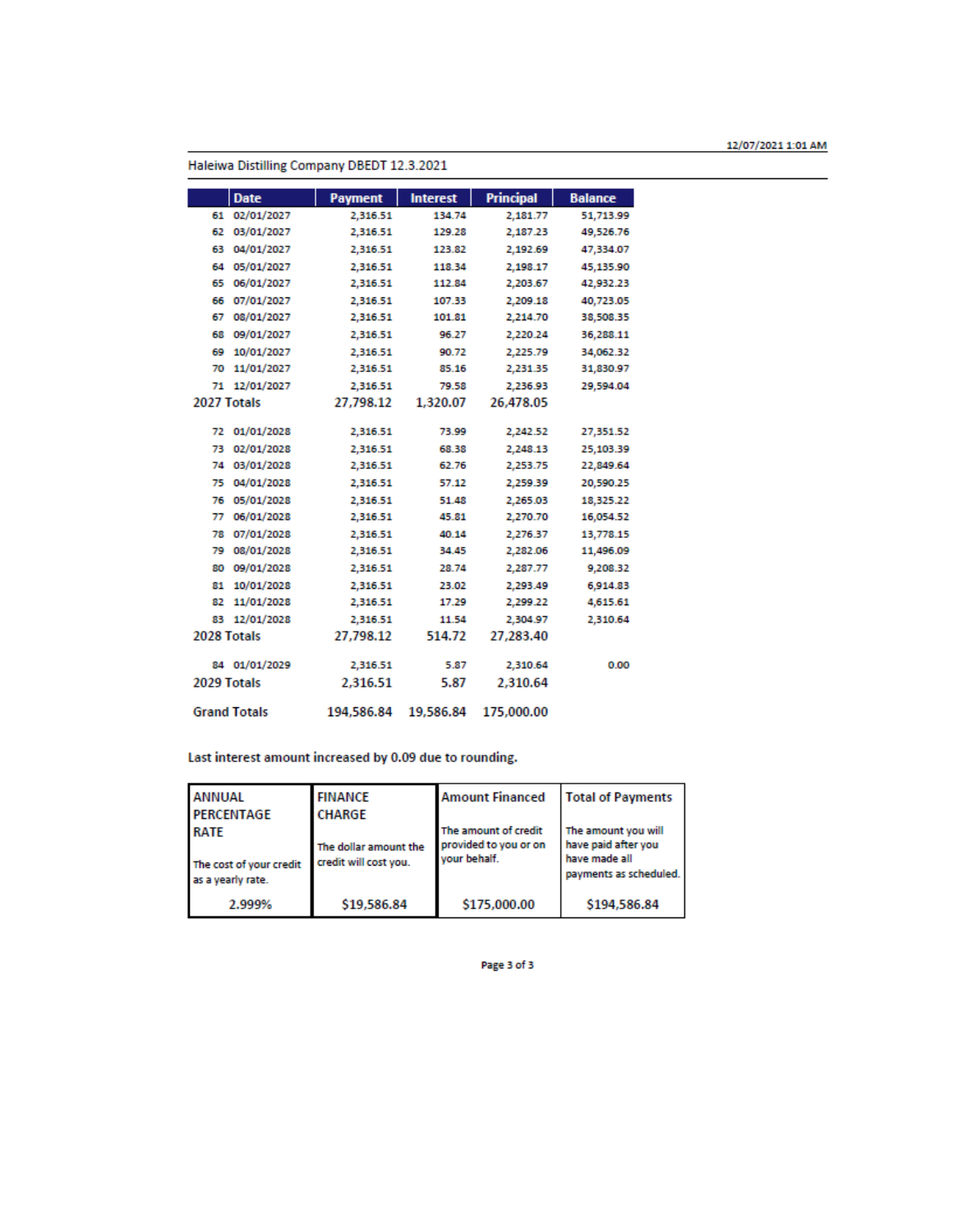Haleiwa Distilling Company DBEDT 12.3.2021

| | Date | Payment | Interest | Principal | Balance |
|---|---|---|---|---|---|
| 61 | 02/01/2027 | 2,316.51 | 134.74 | 2,181.77 | 51,713.99 |
| 62 | 03/01/2027 | 2,316.51 | 129.28 | 2,187.23 | 49,526.76 |
| 63 | 04/01/2027 | 2,316.51 | 123.82 | 2,192.69 | 47,334.07 |
| 64 | 05/01/2027 | 2,316.51 | 118.34 | 2,198.17 | 45,135.90 |
| 65 | 06/01/2027 | 2,316.51 | 112.84 | 2,203.67 | 42,932.23 |
| 66 | 07/01/2027 | 2,316.51 | 107.33 | 2,209.18 | 40,723.05 |
| 67 | 08/01/2027 | 2,316.51 | 101.81 | 2,214.70 | 38,508.35 |
| 68 | 09/01/2027 | 2,316.51 | 96.27 | 2,220.24 | 36,288.11 |
| 69 | 10/01/2027 | 2,316.51 | 90.72 | 2,225.79 | 34,062.32 |
| 70 | 11/01/2027 | 2,316.51 | 85.16 | 2,231.35 | 31,830.97 |
| 71 | 12/01/2027 | 2,316.51 | 79.58 | 2,236.93 | 29,594.04 |
| 2027 Totals | | 27,798.12 | 1,320.07 | 26,478.05 | |
| 72 | 01/01/2028 | 2,316.51 | 73.99 | 2,242.52 | 27,351.52 |
| 73 | 02/01/2028 | 2,316.51 | 68.38 | 2,248.13 | 25,103.39 |
| 74 | 03/01/2028 | 2,316.51 | 62.76 | 2,253.75 | 22,849.64 |
| 75 | 04/01/2028 | 2,316.51 | 57.12 | 2,259.39 | 20,590.25 |
| 76 | 05/01/2028 | 2,316.51 | 51.48 | 2,265.03 | 18,325.22 |
| 77 | 06/01/2028 | 2,316.51 | 45.81 | 2,270.70 | 16,054.52 |
| 78 | 07/01/2028 | 2,316.51 | 40.14 | 2,276.37 | 13,778.15 |
| 79 | 08/01/2028 | 2,316.51 | 34.45 | 2,282.06 | 11,496.09 |
| 80 | 09/01/2028 | 2,316.51 | 28.74 | 2,287.77 | 9,208.32 |
| 81 | 10/01/2028 | 2,316.51 | 23.02 | 2,293.49 | 6,914.83 |
| 82 | 11/01/2028 | 2,316.51 | 17.29 | 2,299.22 | 4,615.61 |
| 83 | 12/01/2028 | 2,316.51 | 11.54 | 2,304.97 | 2,310.64 |
| 2028 Totals | | 27,798.12 | 514.72 | 27,283.40 | |
| 84 | 01/01/2029 | 2,316.51 | 5.87 | 2,310.64 | 0.00 |
| 2029 Totals | | 2,316.51 | 5.87 | 2,310.64 | |
| Grand Totals | | 194,586.84 | 19,586.84 | 175,000.00 | |

Last interest amount increased by 0.09 due to rounding.

| ANNUAL PERCENTAGE RATE | FINANCE CHARGE | Amount Financed | Total of Payments |
|---|---|---|---|
| The cost of your credit as a yearly rate. | The dollar amount the credit will cost you. | The amount of credit provided to you or on your behalf. | The amount you will have paid after you have made all payments as scheduled. |
| 2.999% | $19,586.84 | $175,000.00 | $194,586.84 |